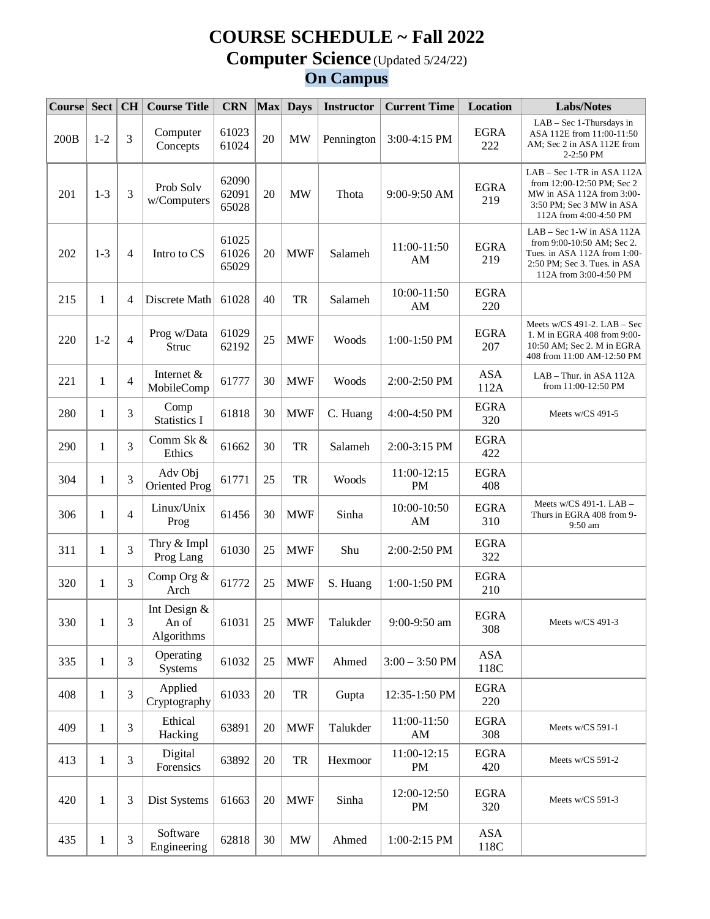# COURSE SCHEDULE ~ Fall 2022

## Computer Science (Updated 5/24/22)

## On Campus

| Course | Sect | CH | Course Title | CRN | Max | Days | Instructor | Current Time | Location | Labs/Notes |
|---|---|---|---|---|---|---|---|---|---|---|
| 200B | 1-2 | 3 | Computer Concepts | 61023 61024 | 20 | MW | Pennington | 3:00-4:15 PM | EGRA 222 | LAB – Sec 1-Thursdays in ASA 112E from 11:00-11:50 AM; Sec 2 in ASA 112E from 2-2:50 PM |
| 201 | 1-3 | 3 | Prob Solv w/Computers | 62090 62091 65028 | 20 | MW | Thota | 9:00-9:50 AM | EGRA 219 | LAB – Sec 1-TR in ASA 112A from 12:00-12:50 PM; Sec 2 MW in ASA 112A from 3:00-3:50 PM; Sec 3 MW in ASA 112A from 4:00-4:50 PM |
| 202 | 1-3 | 4 | Intro to CS | 61025 61026 65029 | 20 | MWF | Salameh | 11:00-11:50 AM | EGRA 219 | LAB – Sec 1-W in ASA 112A from 9:00-10:50 AM; Sec 2. Tues. in ASA 112A from 1:00-2:50 PM; Sec 3. Tues. in ASA 112A from 3:00-4:50 PM |
| 215 | 1 | 4 | Discrete Math | 61028 | 40 | TR | Salameh | 10:00-11:50 AM | EGRA 220 | |
| 220 | 1-2 | 4 | Prog w/Data Struc | 61029 62192 | 25 | MWF | Woods | 1:00-1:50 PM | EGRA 207 | Meets w/CS 491-2. LAB – Sec 1. M in EGRA 408 from 9:00-10:50 AM; Sec 2. M in EGRA 408 from 11:00 AM-12:50 PM |
| 221 | 1 | 4 | Internet & MobileComp | 61777 | 30 | MWF | Woods | 2:00-2:50 PM | ASA 112A | LAB – Thur. in ASA 112A from 11:00-12:50 PM |
| 280 | 1 | 3 | Comp Statistics I | 61818 | 30 | MWF | C. Huang | 4:00-4:50 PM | EGRA 320 | Meets w/CS 491-5 |
| 290 | 1 | 3 | Comm Sk & Ethics | 61662 | 30 | TR | Salameh | 2:00-3:15 PM | EGRA 422 | |
| 304 | 1 | 3 | Adv Obj Oriented Prog | 61771 | 25 | TR | Woods | 11:00-12:15 PM | EGRA 408 | |
| 306 | 1 | 4 | Linux/Unix Prog | 61456 | 30 | MWF | Sinha | 10:00-10:50 AM | EGRA 310 | Meets w/CS 491-1. LAB – Thurs in EGRA 408 from 9-9:50 am |
| 311 | 1 | 3 | Thry & Impl Prog Lang | 61030 | 25 | MWF | Shu | 2:00-2:50 PM | EGRA 322 | |
| 320 | 1 | 3 | Comp Org & Arch | 61772 | 25 | MWF | S. Huang | 1:00-1:50 PM | EGRA 210 | |
| 330 | 1 | 3 | Int Design & An of Algorithms | 61031 | 25 | MWF | Talukder | 9:00-9:50 am | EGRA 308 | Meets w/CS 491-3 |
| 335 | 1 | 3 | Operating Systems | 61032 | 25 | MWF | Ahmed | 3:00 – 3:50 PM | ASA 118C | |
| 408 | 1 | 3 | Applied Cryptography | 61033 | 20 | TR | Gupta | 12:35-1:50 PM | EGRA 220 | |
| 409 | 1 | 3 | Ethical Hacking | 63891 | 20 | MWF | Talukder | 11:00-11:50 AM | EGRA 308 | Meets w/CS 591-1 |
| 413 | 1 | 3 | Digital Forensics | 63892 | 20 | TR | Hexmoor | 11:00-12:15 PM | EGRA 420 | Meets w/CS 591-2 |
| 420 | 1 | 3 | Dist Systems | 61663 | 20 | MWF | Sinha | 12:00-12:50 PM | EGRA 320 | Meets w/CS 591-3 |
| 435 | 1 | 3 | Software Engineering | 62818 | 30 | MW | Ahmed | 1:00-2:15 PM | ASA 118C | |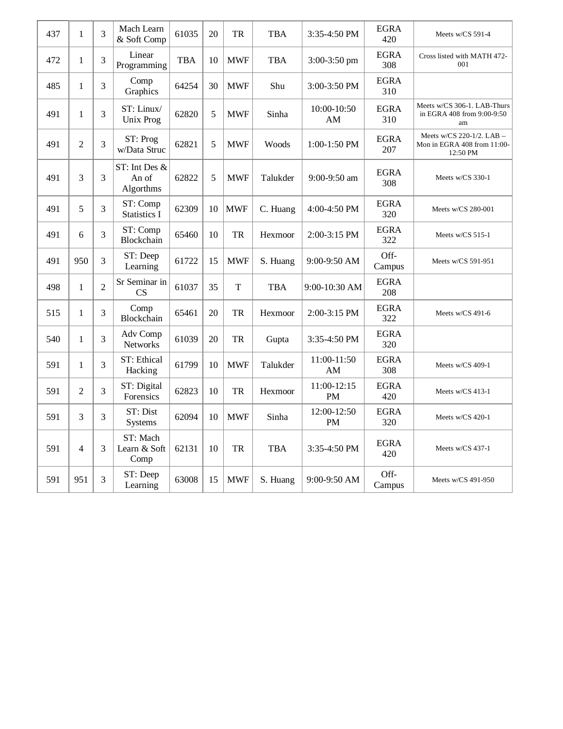| | | | | | | | | | | |
|---|---|---|---|---|---|---|---|---|---|---|
| 437 | 1 | 3 | Mach Learn & Soft Comp | 61035 | 20 | TR | TBA | 3:35-4:50 PM | EGRA 420 | Meets w/CS 591-4 |
| 472 | 1 | 3 | Linear Programming | TBA | 10 | MWF | TBA | 3:00-3:50 pm | EGRA 308 | Cross listed with MATH 472-001 |
| 485 | 1 | 3 | Comp Graphics | 64254 | 30 | MWF | Shu | 3:00-3:50 PM | EGRA 310 | |
| 491 | 1 | 3 | ST: Linux/ Unix Prog | 62820 | 5 | MWF | Sinha | 10:00-10:50 AM | EGRA 310 | Meets w/CS 306-1. LAB-Thurs in EGRA 408 from 9:00-9:50 am |
| 491 | 2 | 3 | ST: Prog w/Data Struc | 62821 | 5 | MWF | Woods | 1:00-1:50 PM | EGRA 207 | Meets w/CS 220-1/2. LAB – Mon in EGRA 408 from 11:00-12:50 PM |
| 491 | 3 | 3 | ST: Int Des & An of Algorthms | 62822 | 5 | MWF | Talukder | 9:00-9:50 am | EGRA 308 | Meets w/CS 330-1 |
| 491 | 5 | 3 | ST: Comp Statistics I | 62309 | 10 | MWF | C. Huang | 4:00-4:50 PM | EGRA 320 | Meets w/CS 280-001 |
| 491 | 6 | 3 | ST: Comp Blockchain | 65460 | 10 | TR | Hexmoor | 2:00-3:15 PM | EGRA 322 | Meets w/CS 515-1 |
| 491 | 950 | 3 | ST: Deep Learning | 61722 | 15 | MWF | S. Huang | 9:00-9:50 AM | Off-Campus | Meets w/CS 591-951 |
| 498 | 1 | 2 | Sr Seminar in CS | 61037 | 35 | T | TBA | 9:00-10:30 AM | EGRA 208 | |
| 515 | 1 | 3 | Comp Blockchain | 65461 | 20 | TR | Hexmoor | 2:00-3:15 PM | EGRA 322 | Meets w/CS 491-6 |
| 540 | 1 | 3 | Adv Comp Networks | 61039 | 20 | TR | Gupta | 3:35-4:50 PM | EGRA 320 | |
| 591 | 1 | 3 | ST: Ethical Hacking | 61799 | 10 | MWF | Talukder | 11:00-11:50 AM | EGRA 308 | Meets w/CS 409-1 |
| 591 | 2 | 3 | ST: Digital Forensics | 62823 | 10 | TR | Hexmoor | 11:00-12:15 PM | EGRA 420 | Meets w/CS 413-1 |
| 591 | 3 | 3 | ST: Dist Systems | 62094 | 10 | MWF | Sinha | 12:00-12:50 PM | EGRA 320 | Meets w/CS 420-1 |
| 591 | 4 | 3 | ST: Mach Learn & Soft Comp | 62131 | 10 | TR | TBA | 3:35-4:50 PM | EGRA 420 | Meets w/CS 437-1 |
| 591 | 951 | 3 | ST: Deep Learning | 63008 | 15 | MWF | S. Huang | 9:00-9:50 AM | Off-Campus | Meets w/CS 491-950 |